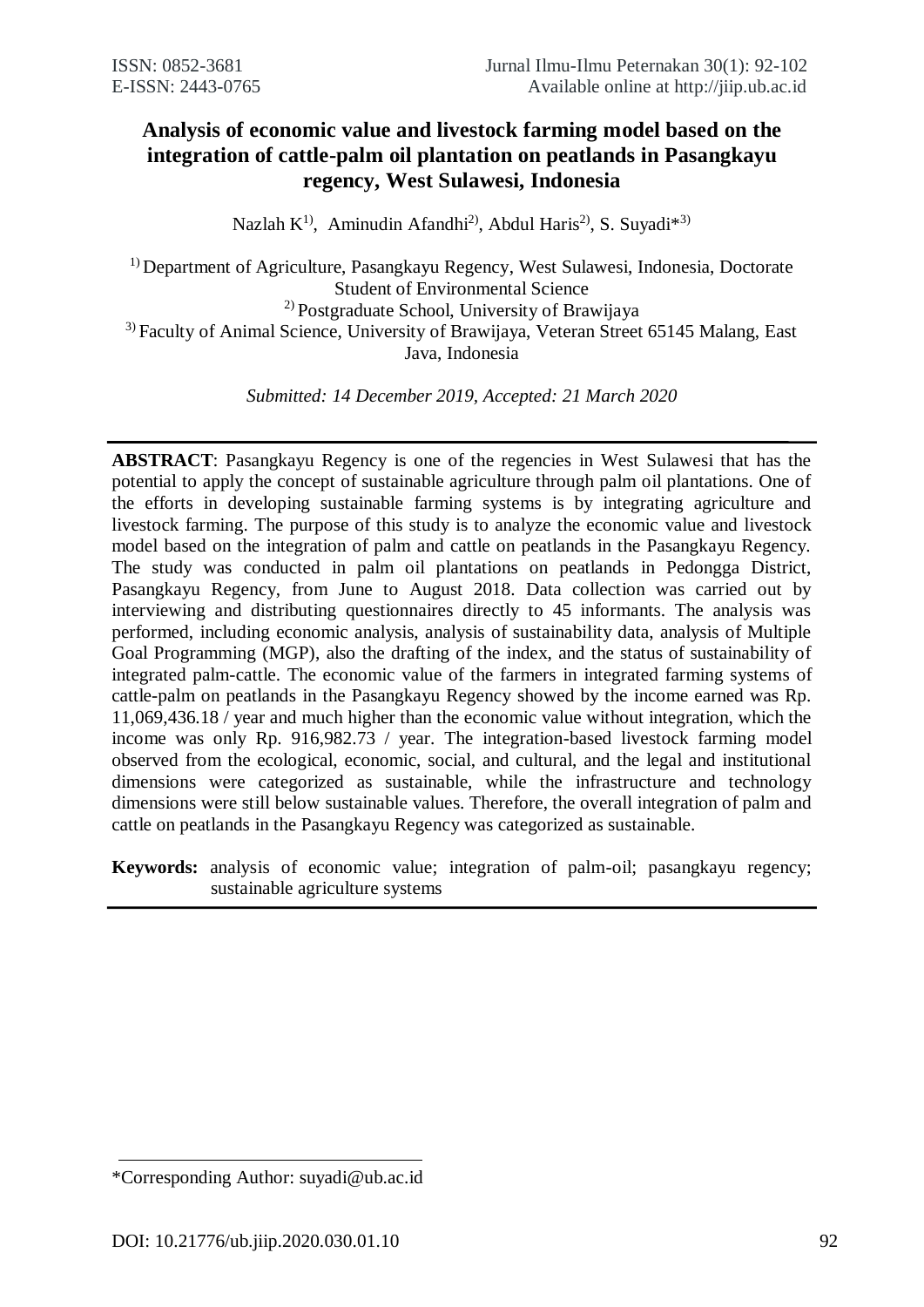# Analysis of economic value and livestock farming model based on the integration of cattle-palm oil plantation on peatlands in Pasangkayu regency, West Sulawesi, Indonesia

Nazlah K[1], Aminudin Afandhi[2], Abdul Haris[2], S. Suyadi*[3]

[1] Department of Agriculture, Pasangkayu Regency, West Sulawesi, Indonesia, Doctorate Student of Environmental Science
[2] Postgraduate School, University of Brawijaya
[3] Faculty of Animal Science, University of Brawijaya, Veteran Street 65145 Malang, East Java, Indonesia

*Submitted: 14 December 2019, Accepted: 21 March 2020*

---

**ABSTRACT**: Pasangkayu Regency is one of the regencies in West Sulawesi that has the potential to apply the concept of sustainable agriculture through palm oil plantations. One of the efforts in developing sustainable farming systems is by integrating agriculture and livestock farming. The purpose of this study is to analyze the economic value and livestock model based on the integration of palm and cattle on peatlands in the Pasangkayu Regency. The study was conducted in palm oil plantations on peatlands in Pedongga District, Pasangkayu Regency, from June to August 2018. Data collection was carried out by interviewing and distributing questionnaires directly to 45 informants. The analysis was performed, including economic analysis, analysis of sustainability data, analysis of Multiple Goal Programming (MGP), also the drafting of the index, and the status of sustainability of integrated palm-cattle. The economic value of the farmers in integrated farming systems of cattle-palm on peatlands in the Pasangkayu Regency showed by the income earned was Rp. 11,069,436.18 / year and much higher than the economic value without integration, which the income was only Rp. 916,982.73 / year. The integration-based livestock farming model observed from the ecological, economic, social, and cultural, and the legal and institutional dimensions were categorized as sustainable, while the infrastructure and technology dimensions were still below sustainable values. Therefore, the overall integration of palm and cattle on peatlands in the Pasangkayu Regency was categorized as sustainable.

**Keywords:** analysis of economic value; integration of palm-oil; pasangkayu regency; sustainable agriculture systems

---

*Corresponding Author: suyadi@ub.ac.id

DOI: 10.21776/ub.jiip.2020.030.01.10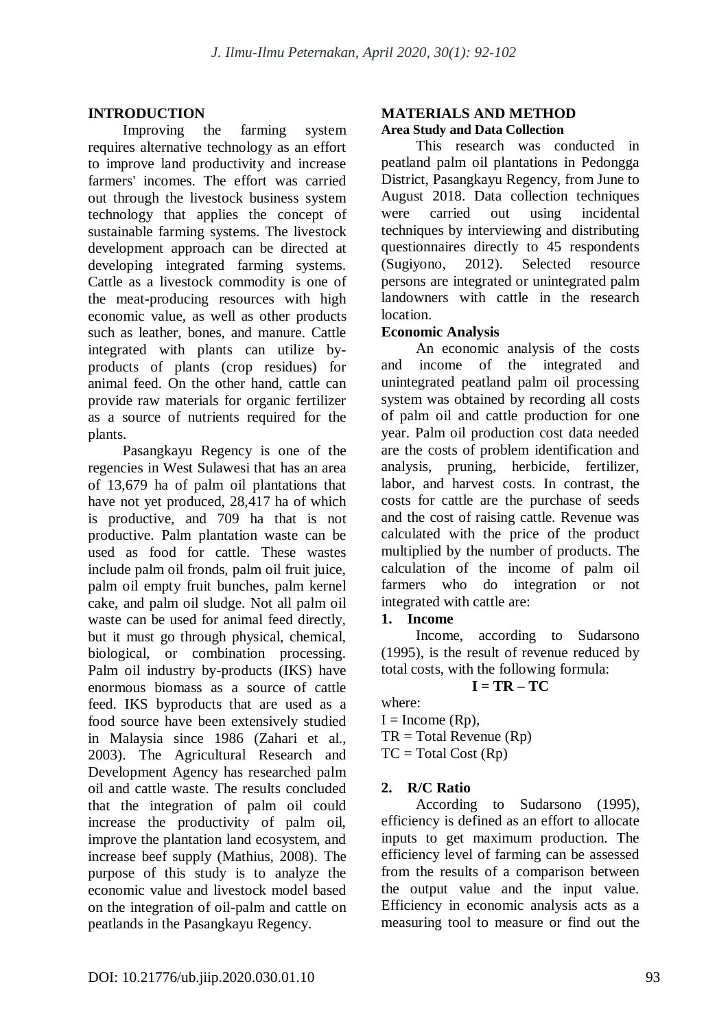## INTRODUCTION

Improving the farming system requires alternative technology as an effort to improve land productivity and increase farmers' incomes. The effort was carried out through the livestock business system technology that applies the concept of sustainable farming systems. The livestock development approach can be directed at developing integrated farming systems. Cattle as a livestock commodity is one of the meat-producing resources with high economic value, as well as other products such as leather, bones, and manure. Cattle integrated with plants can utilize by-products of plants (crop residues) for animal feed. On the other hand, cattle can provide raw materials for organic fertilizer as a source of nutrients required for the plants.

Pasangkayu Regency is one of the regencies in West Sulawesi that has an area of 13,679 ha of palm oil plantations that have not yet produced, 28,417 ha of which is productive, and 709 ha that is not productive. Palm plantation waste can be used as food for cattle. These wastes include palm oil fronds, palm oil fruit juice, palm oil empty fruit bunches, palm kernel cake, and palm oil sludge. Not all palm oil waste can be used for animal feed directly, but it must go through physical, chemical, biological, or combination processing. Palm oil industry by-products (IKS) have enormous biomass as a source of cattle feed. IKS byproducts that are used as a food source have been extensively studied in Malaysia since 1986 (Zahari et al., 2003). The Agricultural Research and Development Agency has researched palm oil and cattle waste. The results concluded that the integration of palm oil could increase the productivity of palm oil, improve the plantation land ecosystem, and increase beef supply (Mathius, 2008). The purpose of this study is to analyze the economic value and livestock model based on the integration of oil-palm and cattle on peatlands in the Pasangkayu Regency.

## MATERIALS AND METHOD

### Area Study and Data Collection

This research was conducted in peatland palm oil plantations in Pedongga District, Pasangkayu Regency, from June to August 2018. Data collection techniques were carried out using incidental techniques by interviewing and distributing questionnaires directly to 45 respondents (Sugiyono, 2012). Selected resource persons are integrated or unintegrated palm landowners with cattle in the research location.

### Economic Analysis

An economic analysis of the costs and income of the integrated and unintegrated peatland palm oil processing system was obtained by recording all costs of palm oil and cattle production for one year. Palm oil production cost data needed are the costs of problem identification and analysis, pruning, herbicide, fertilizer, labor, and harvest costs. In contrast, the costs for cattle are the purchase of seeds and the cost of raising cattle. Revenue was calculated with the price of the product multiplied by the number of products. The calculation of the income of palm oil farmers who do integration or not integrated with cattle are:

**1. Income**

Income, according to Sudarsono (1995), is the result of revenue reduced by total costs, with the following formula:

$$I = TR - TC$$

where:
I = Income (Rp),
TR = Total Revenue (Rp)
TC = Total Cost (Rp)

**2. R/C Ratio**

According to Sudarsono (1995), efficiency is defined as an effort to allocate inputs to get maximum production. The efficiency level of farming can be assessed from the results of a comparison between the output value and the input value. Efficiency in economic analysis acts as a measuring tool to measure or find out the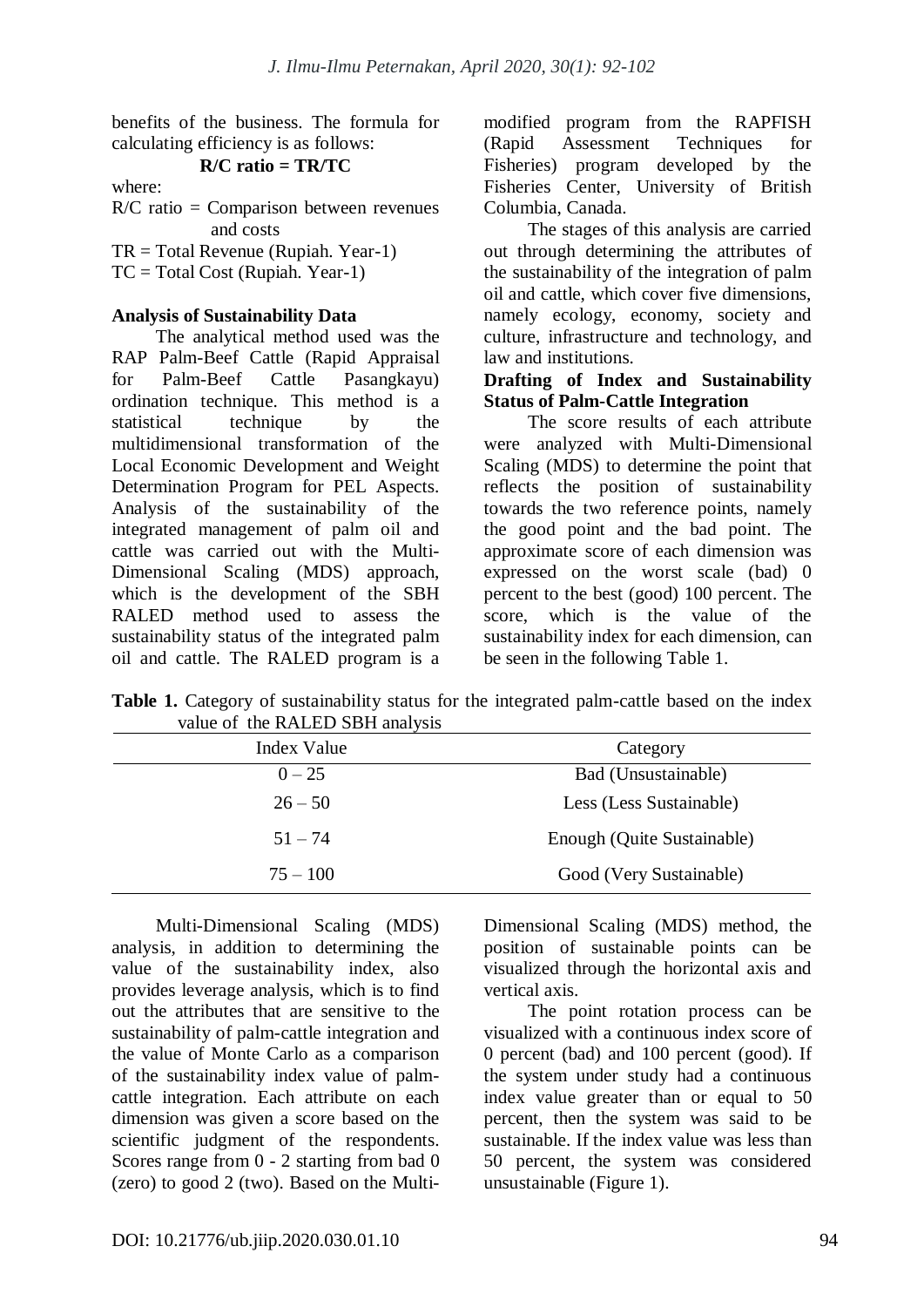benefits of the business. The formula for calculating efficiency is as follows:

$$\textbf{R/C ratio = TR/TC}$$

where:

R/C ratio = Comparison between revenues and costs

TR = Total Revenue (Rupiah. Year-1)

TC = Total Cost (Rupiah. Year-1)

**Analysis of Sustainability Data**

The analytical method used was the RAP Palm-Beef Cattle (Rapid Appraisal for Palm-Beef Cattle Pasangkayu) ordination technique. This method is a statistical technique by the multidimensional transformation of the Local Economic Development and Weight Determination Program for PEL Aspects. Analysis of the sustainability of the integrated management of palm oil and cattle was carried out with the Multi-Dimensional Scaling (MDS) approach, which is the development of the SBH RALED method used to assess the sustainability status of the integrated palm oil and cattle. The RALED program is a modified program from the RAPFISH (Rapid Assessment Techniques for Fisheries) program developed by the Fisheries Center, University of British Columbia, Canada.

The stages of this analysis are carried out through determining the attributes of the sustainability of the integration of palm oil and cattle, which cover five dimensions, namely ecology, economy, society and culture, infrastructure and technology, and law and institutions.

**Drafting of Index and Sustainability Status of Palm-Cattle Integration**

The score results of each attribute were analyzed with Multi-Dimensional Scaling (MDS) to determine the point that reflects the position of sustainability towards the two reference points, namely the good point and the bad point. The approximate score of each dimension was expressed on the worst scale (bad) 0 percent to the best (good) 100 percent. The score, which is the value of the sustainability index for each dimension, can be seen in the following Table 1.

**Table 1.** Category of sustainability status for the integrated palm-cattle based on the index value of the RALED SBH analysis

| Index Value | Category |
|---|---|
| 0 – 25 | Bad (Unsustainable) |
| 26 – 50 | Less (Less Sustainable) |
| 51 – 74 | Enough (Quite Sustainable) |
| 75 – 100 | Good (Very Sustainable) |

Multi-Dimensional Scaling (MDS) analysis, in addition to determining the value of the sustainability index, also provides leverage analysis, which is to find out the attributes that are sensitive to the sustainability of palm-cattle integration and the value of Monte Carlo as a comparison of the sustainability index value of palm-cattle integration. Each attribute on each dimension was given a score based on the scientific judgment of the respondents. Scores range from 0 - 2 starting from bad 0 (zero) to good 2 (two). Based on the Multi-Dimensional Scaling (MDS) method, the position of sustainable points can be visualized through the horizontal axis and vertical axis.

The point rotation process can be visualized with a continuous index score of 0 percent (bad) and 100 percent (good). If the system under study had a continuous index value greater than or equal to 50 percent, then the system was said to be sustainable. If the index value was less than 50 percent, the system was considered unsustainable (Figure 1).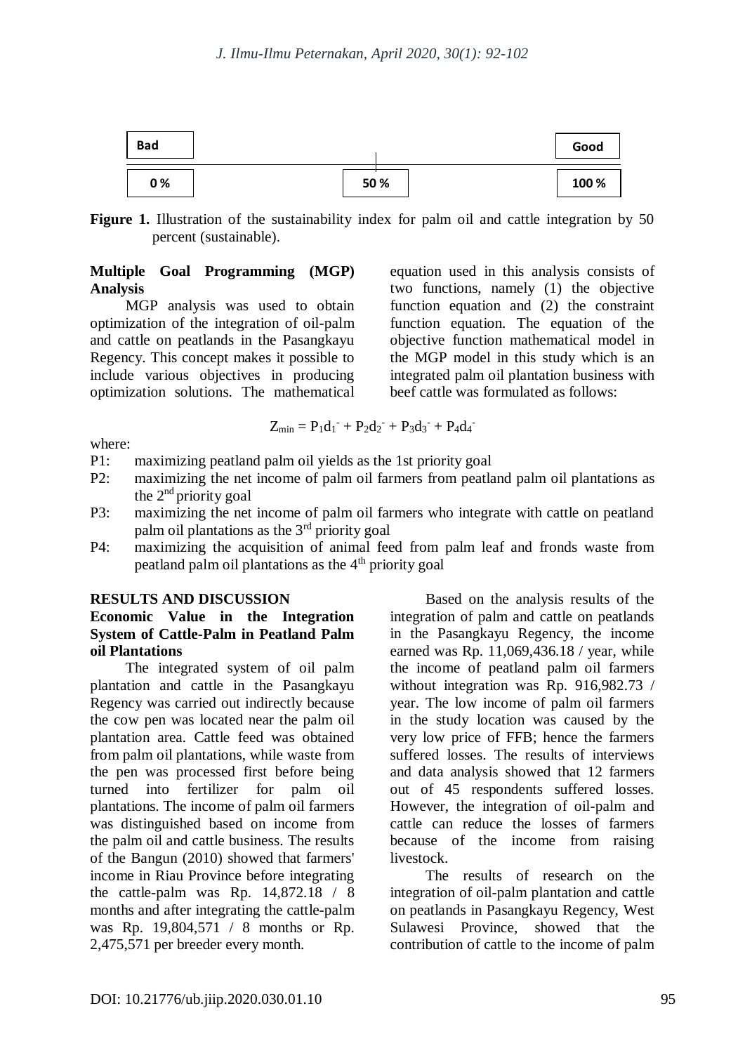| Bad | | Good |
|---|---|---|
| 0 % | 50 % | 100 % |

**Figure 1.** Illustration of the sustainability index for palm oil and cattle integration by 50 percent (sustainable).

### Multiple Goal Programming (MGP) Analysis

MGP analysis was used to obtain optimization of the integration of oil-palm and cattle on peatlands in the Pasangkayu Regency. This concept makes it possible to include various objectives in producing optimization solutions. The mathematical equation used in this analysis consists of two functions, namely (1) the objective function equation and (2) the constraint function equation. The equation of the objective function mathematical model in the MGP model in this study which is an integrated palm oil plantation business with beef cattle was formulated as follows:

$$Z_{min} = P_1d_1^- + P_2d_2^- + P_3d_3^- + P_4d_4^-$$

where:

- P1: maximizing peatland palm oil yields as the 1st priority goal
- P2: maximizing the net income of palm oil farmers from peatland palm oil plantations as the 2nd priority goal
- P3: maximizing the net income of palm oil farmers who integrate with cattle on peatland palm oil plantations as the 3rd priority goal
- P4: maximizing the acquisition of animal feed from palm leaf and fronds waste from peatland palm oil plantations as the 4th priority goal

## RESULTS AND DISCUSSION

### Economic Value in the Integration System of Cattle-Palm in Peatland Palm oil Plantations

The integrated system of oil palm plantation and cattle in the Pasangkayu Regency was carried out indirectly because the cow pen was located near the palm oil plantation area. Cattle feed was obtained from palm oil plantations, while waste from the pen was processed first before being turned into fertilizer for palm oil plantations. The income of palm oil farmers was distinguished based on income from the palm oil and cattle business. The results of the Bangun (2010) showed that farmers' income in Riau Province before integrating the cattle-palm was Rp. 14,872.18 / 8 months and after integrating the cattle-palm was Rp. 19,804,571 / 8 months or Rp. 2,475,571 per breeder every month.

Based on the analysis results of the integration of palm and cattle on peatlands in the Pasangkayu Regency, the income earned was Rp. 11,069,436.18 / year, while the income of peatland palm oil farmers without integration was Rp. 916,982.73 / year. The low income of palm oil farmers in the study location was caused by the very low price of FFB; hence the farmers suffered losses. The results of interviews and data analysis showed that 12 farmers out of 45 respondents suffered losses. However, the integration of oil-palm and cattle can reduce the losses of farmers because of the income from raising livestock.

The results of research on the integration of oil-palm plantation and cattle on peatlands in Pasangkayu Regency, West Sulawesi Province, showed that the contribution of cattle to the income of palm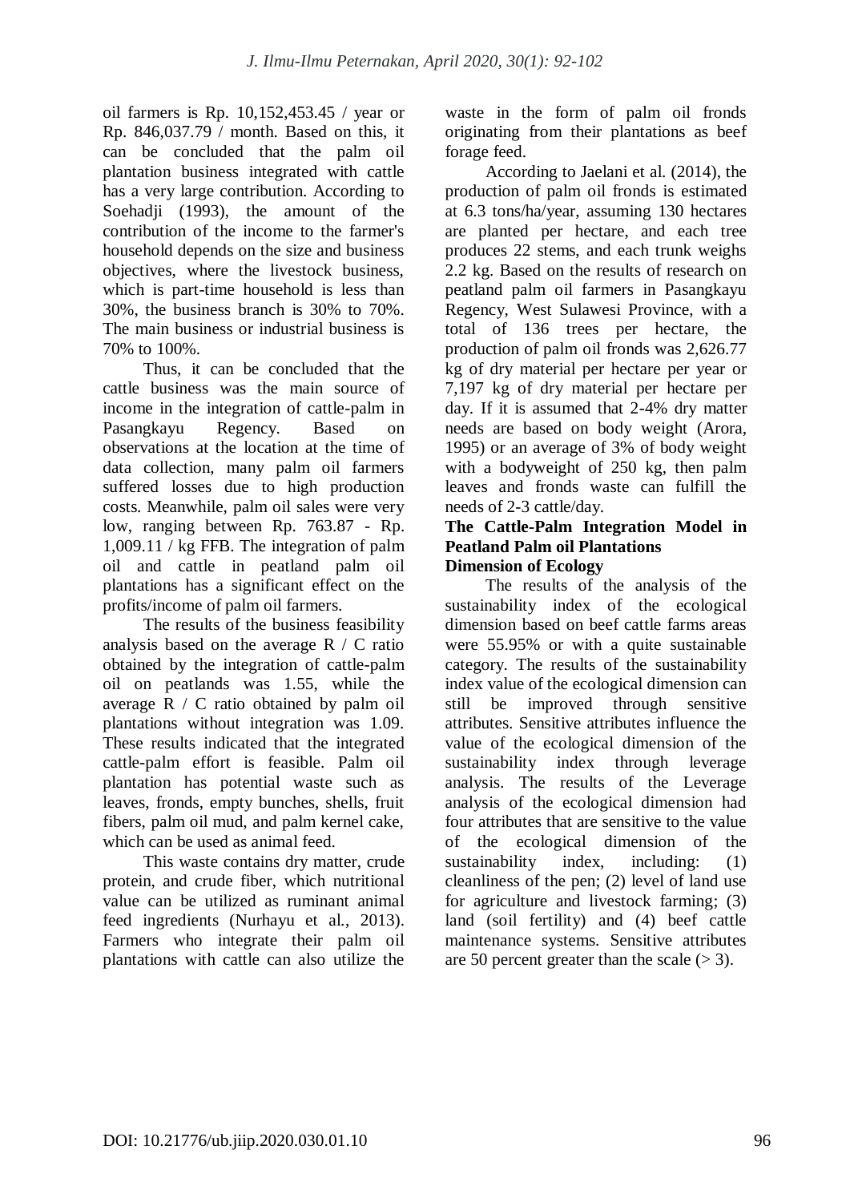oil farmers is Rp. 10,152,453.45 / year or Rp. 846,037.79 / month. Based on this, it can be concluded that the palm oil plantation business integrated with cattle has a very large contribution. According to Soehadji (1993), the amount of the contribution of the income to the farmer's household depends on the size and business objectives, where the livestock business, which is part-time household is less than 30%, the business branch is 30% to 70%. The main business or industrial business is 70% to 100%.

Thus, it can be concluded that the cattle business was the main source of income in the integration of cattle-palm in Pasangkayu Regency. Based on observations at the location at the time of data collection, many palm oil farmers suffered losses due to high production costs. Meanwhile, palm oil sales were very low, ranging between Rp. 763.87 - Rp. 1,009.11 / kg FFB. The integration of palm oil and cattle in peatland palm oil plantations has a significant effect on the profits/income of palm oil farmers.

The results of the business feasibility analysis based on the average R / C ratio obtained by the integration of cattle-palm oil on peatlands was 1.55, while the average R / C ratio obtained by palm oil plantations without integration was 1.09. These results indicated that the integrated cattle-palm effort is feasible. Palm oil plantation has potential waste such as leaves, fronds, empty bunches, shells, fruit fibers, palm oil mud, and palm kernel cake, which can be used as animal feed.

This waste contains dry matter, crude protein, and crude fiber, which nutritional value can be utilized as ruminant animal feed ingredients (Nurhayu et al., 2013). Farmers who integrate their palm oil plantations with cattle can also utilize the waste in the form of palm oil fronds originating from their plantations as beef forage feed.

According to Jaelani et al. (2014), the production of palm oil fronds is estimated at 6.3 tons/ha/year, assuming 130 hectares are planted per hectare, and each tree produces 22 stems, and each trunk weighs 2.2 kg. Based on the results of research on peatland palm oil farmers in Pasangkayu Regency, West Sulawesi Province, with a total of 136 trees per hectare, the production of palm oil fronds was 2,626.77 kg of dry material per hectare per year or 7,197 kg of dry material per hectare per day. If it is assumed that 2-4% dry matter needs are based on body weight (Arora, 1995) or an average of 3% of body weight with a bodyweight of 250 kg, then palm leaves and fronds waste can fulfill the needs of 2-3 cattle/day.

## The Cattle-Palm Integration Model in Peatland Palm oil Plantations

### Dimension of Ecology

The results of the analysis of the sustainability index of the ecological dimension based on beef cattle farms areas were 55.95% or with a quite sustainable category. The results of the sustainability index value of the ecological dimension can still be improved through sensitive attributes. Sensitive attributes influence the value of the ecological dimension of the sustainability index through leverage analysis. The results of the Leverage analysis of the ecological dimension had four attributes that are sensitive to the value of the ecological dimension of the sustainability index, including: (1) cleanliness of the pen; (2) level of land use for agriculture and livestock farming; (3) land (soil fertility) and (4) beef cattle maintenance systems. Sensitive attributes are 50 percent greater than the scale (> 3).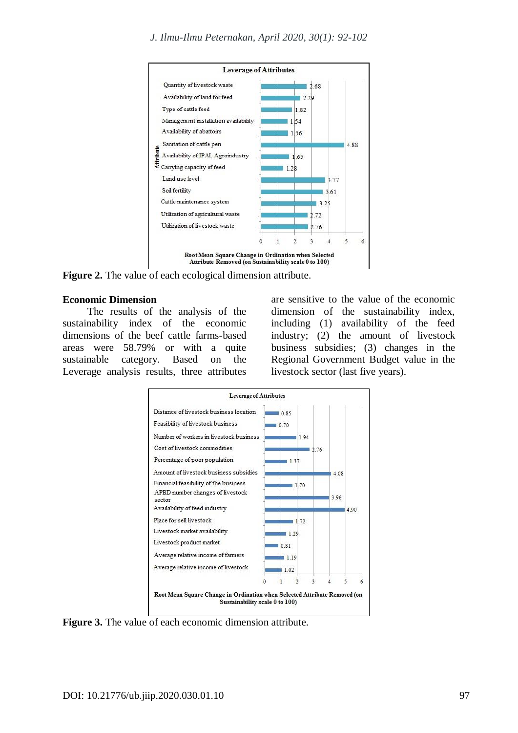Figure 2. The value of each ecological dimension attribute.

## Economic Dimension

The results of the analysis of the sustainability index of the economic dimensions of the beef cattle farms-based areas were 58.79% or with a quite sustainable category. Based on the Leverage analysis results, three attributes are sensitive to the value of the economic dimension of the sustainability index, including (1) availability of the feed industry; (2) the amount of livestock business subsidies; (3) changes in the Regional Government Budget value in the livestock sector (last five years).

Figure 3. The value of each economic dimension attribute.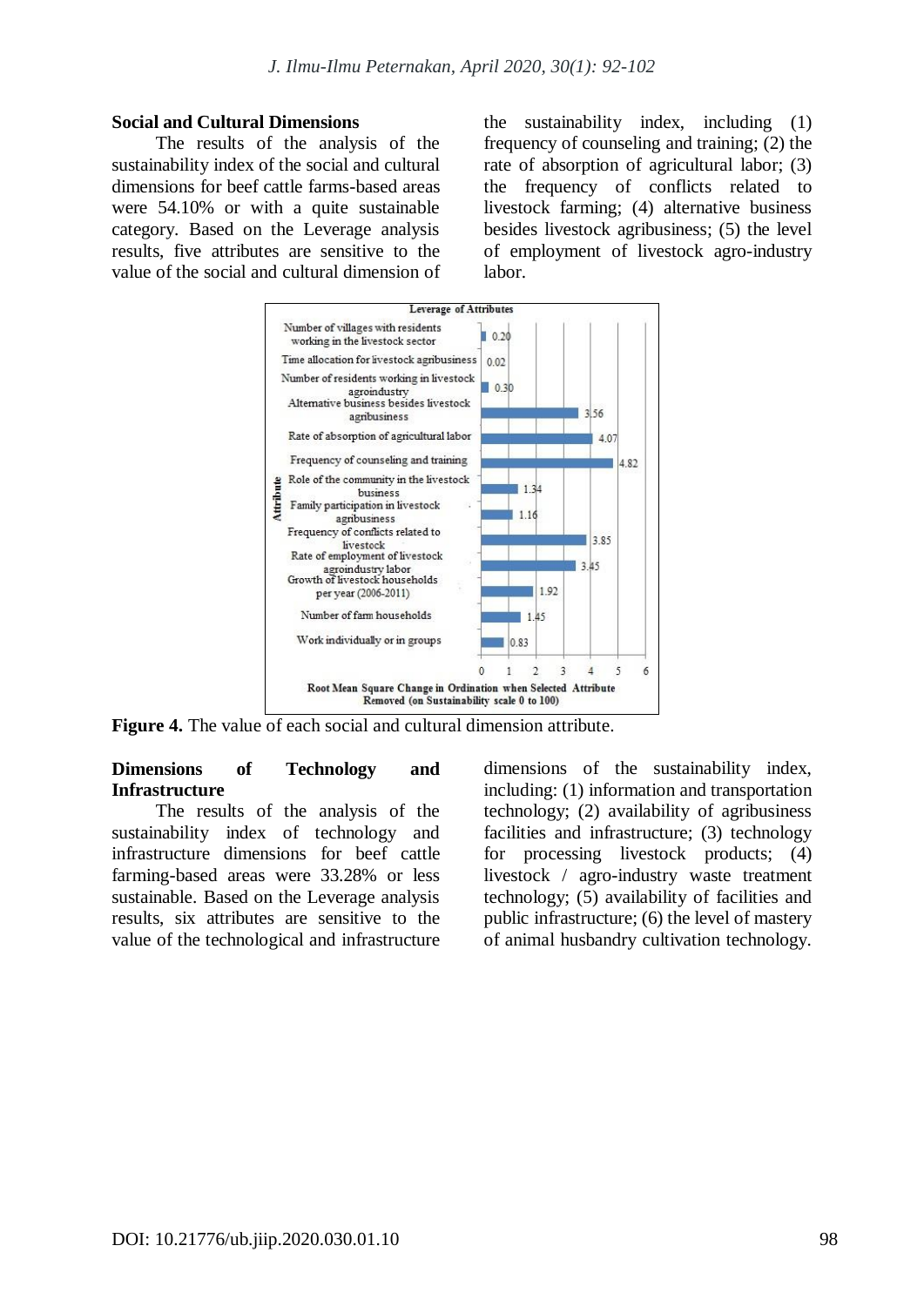### Social and Cultural Dimensions

The results of the analysis of the sustainability index of the social and cultural dimensions for beef cattle farms-based areas were 54.10% or with a quite sustainable category. Based on the Leverage analysis results, five attributes are sensitive to the value of the social and cultural dimension of the sustainability index, including (1) frequency of counseling and training; (2) the rate of absorption of agricultural labor; (3) the frequency of conflicts related to livestock farming; (4) alternative business besides livestock agribusiness; (5) the level of employment of livestock agro-industry labor.

**Figure 4.** The value of each social and cultural dimension attribute.

### Dimensions of Technology and Infrastructure

The results of the analysis of the sustainability index of technology and infrastructure dimensions for beef cattle farming-based areas were 33.28% or less sustainable. Based on the Leverage analysis results, six attributes are sensitive to the value of the technological and infrastructure dimensions of the sustainability index, including: (1) information and transportation technology; (2) availability of agribusiness facilities and infrastructure; (3) technology for processing livestock products; (4) livestock / agro-industry waste treatment technology; (5) availability of facilities and public infrastructure; (6) the level of mastery of animal husbandry cultivation technology.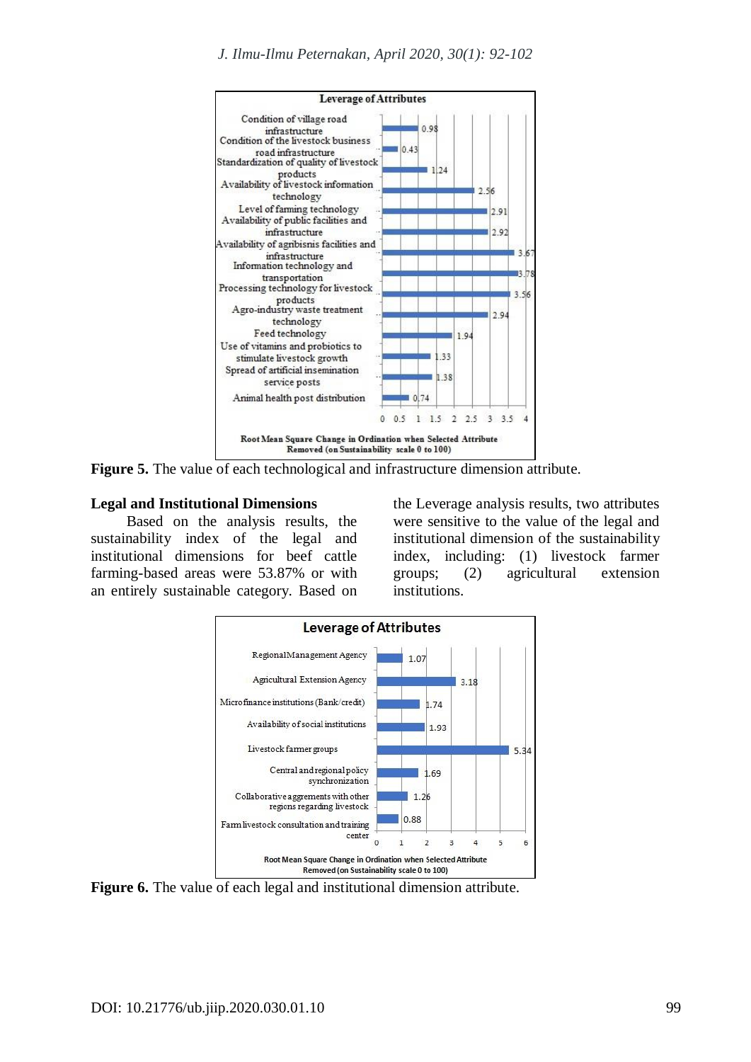**Figure 5.** The value of each technological and infrastructure dimension attribute.

**Legal and Institutional Dimensions**

Based on the analysis results, the sustainability index of the legal and institutional dimensions for beef cattle farming-based areas were 53.87% or with an entirely sustainable category. Based on the Leverage analysis results, two attributes were sensitive to the value of the legal and institutional dimension of the sustainability index, including: (1) livestock farmer groups; (2) agricultural extension institutions.

**Figure 6.** The value of each legal and institutional dimension attribute.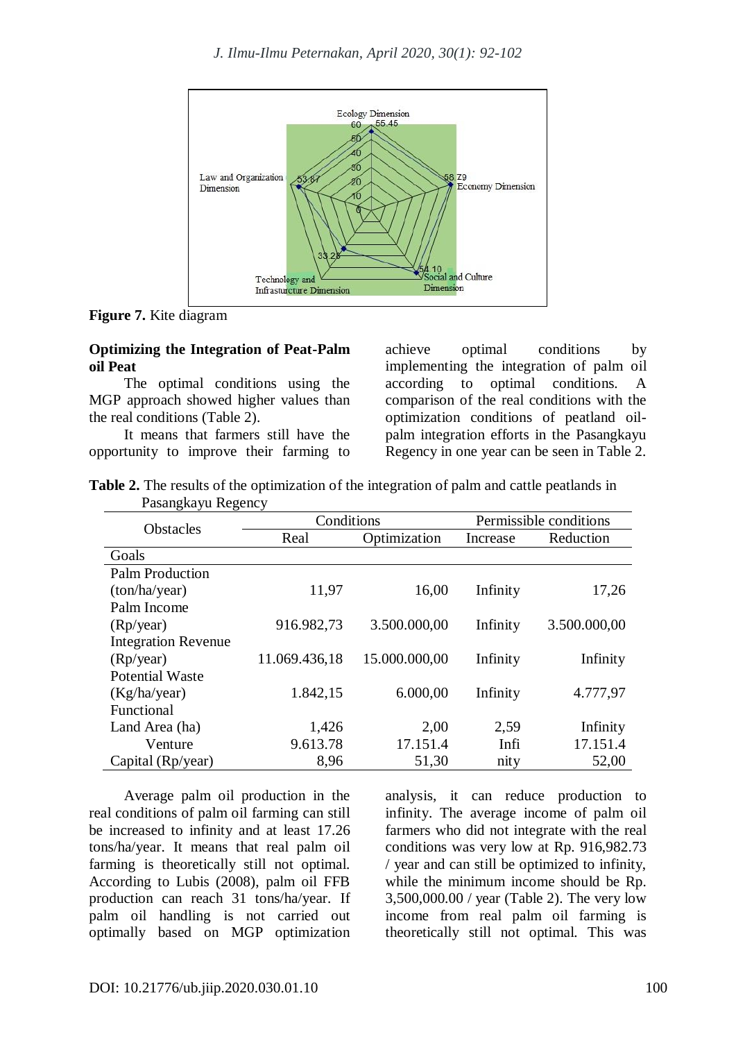**Figure 7.** Kite diagram

### Optimizing the Integration of Peat-Palm oil Peat

The optimal conditions using the MGP approach showed higher values than the real conditions (Table 2).

It means that farmers still have the opportunity to improve their farming to achieve optimal conditions by implementing the integration of palm oil according to optimal conditions. A comparison of the real conditions with the optimization conditions of peatland oil-palm integration efforts in the Pasangkayu Regency in one year can be seen in Table 2.

**Table 2.** The results of the optimization of the integration of palm and cattle peatlands in Pasangkayu Regency

| Obstacles | Conditions | | Permissible conditions | |
|---|---|---|---|---|
| | Real | Optimization | Increase | Reduction |
| Goals | | | | |
| Palm Production (ton/ha/year) | 11,97 | 16,00 | Infinity | 17,26 |
| Palm Income (Rp/year) | 916.982,73 | 3.500.000,00 | Infinity | 3.500.000,00 |
| Integration Revenue (Rp/year) | 11.069.436,18 | 15.000.000,00 | Infinity | Infinity |
| Potential Waste (Kg/ha/year) | 1.842,15 | 6.000,00 | Infinity | 4.777,97 |
| Functional | | | | |
| Land Area (ha) | 1,426 | 2,00 | 2,59 | Infinity |
| Venture Capital (Rp/year) | 9.613.78 8,96 | 17.151.4 51,30 | Infi nity | 17.151.4 52,00 |

Average palm oil production in the real conditions of palm oil farming can still be increased to infinity and at least 17.26 tons/ha/year. It means that real palm oil farming is theoretically still not optimal. According to Lubis (2008), palm oil FFB production can reach 31 tons/ha/year. If palm oil handling is not carried out optimally based on MGP optimization analysis, it can reduce production to infinity. The average income of palm oil farmers who did not integrate with the real conditions was very low at Rp. 916,982.73 / year and can still be optimized to infinity, while the minimum income should be Rp. 3,500,000.00 / year (Table 2). The very low income from real palm oil farming is theoretically still not optimal. This was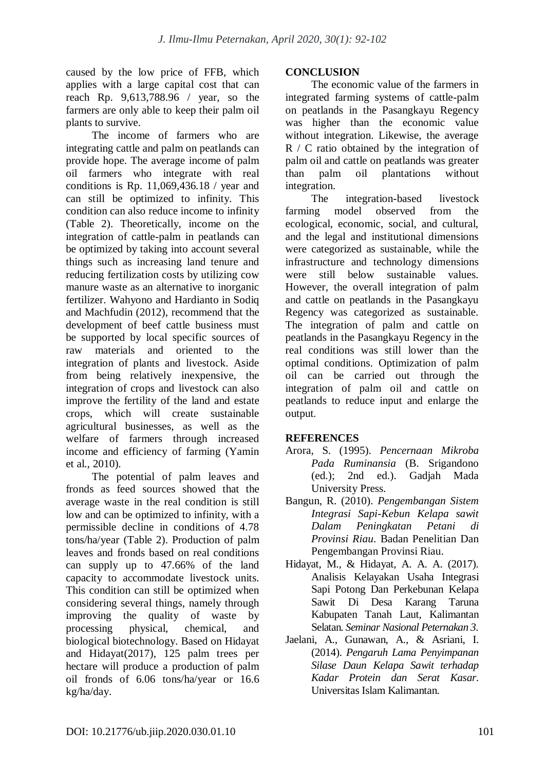caused by the low price of FFB, which applies with a large capital cost that can reach Rp. 9,613,788.96 / year, so the farmers are only able to keep their palm oil plants to survive.

The income of farmers who are integrating cattle and palm on peatlands can provide hope. The average income of palm oil farmers who integrate with real conditions is Rp. 11,069,436.18 / year and can still be optimized to infinity. This condition can also reduce income to infinity (Table 2). Theoretically, income on the integration of cattle-palm in peatlands can be optimized by taking into account several things such as increasing land tenure and reducing fertilization costs by utilizing cow manure waste as an alternative to inorganic fertilizer. Wahyono and Hardianto in Sodiq and Machfudin (2012), recommend that the development of beef cattle business must be supported by local specific sources of raw materials and oriented to the integration of plants and livestock. Aside from being relatively inexpensive, the integration of crops and livestock can also improve the fertility of the land and estate crops, which will create sustainable agricultural businesses, as well as the welfare of farmers through increased income and efficiency of farming (Yamin et al., 2010).

The potential of palm leaves and fronds as feed sources showed that the average waste in the real condition is still low and can be optimized to infinity, with a permissible decline in conditions of 4.78 tons/ha/year (Table 2). Production of palm leaves and fronds based on real conditions can supply up to 47.66% of the land capacity to accommodate livestock units. This condition can still be optimized when considering several things, namely through improving the quality of waste by processing physical, chemical, and biological biotechnology. Based on Hidayat and Hidayat(2017), 125 palm trees per hectare will produce a production of palm oil fronds of 6.06 tons/ha/year or 16.6 kg/ha/day.

## CONCLUSION

The economic value of the farmers in integrated farming systems of cattle-palm on peatlands in the Pasangkayu Regency was higher than the economic value without integration. Likewise, the average R / C ratio obtained by the integration of palm oil and cattle on peatlands was greater than palm oil plantations without integration.

The integration-based livestock farming model observed from the ecological, economic, social, and cultural, and the legal and institutional dimensions were categorized as sustainable, while the infrastructure and technology dimensions were still below sustainable values. However, the overall integration of palm and cattle on peatlands in the Pasangkayu Regency was categorized as sustainable. The integration of palm and cattle on peatlands in the Pasangkayu Regency in the real conditions was still lower than the optimal conditions. Optimization of palm oil can be carried out through the integration of palm oil and cattle on peatlands to reduce input and enlarge the output.

## REFERENCES

Arora, S. (1995). *Pencernaan Mikroba Pada Ruminansia* (B. Srigandono (ed.); 2nd ed.). Gadjah Mada University Press.

Bangun, R. (2010). *Pengembangan Sistem Integrasi Sapi-Kebun Kelapa sawit Dalam Peningkatan Petani di Provinsi Riau*. Badan Penelitian Dan Pengembangan Provinsi Riau.

Hidayat, M., & Hidayat, A. A. A. (2017). Analisis Kelayakan Usaha Integrasi Sapi Potong Dan Perkebunan Kelapa Sawit Di Desa Karang Taruna Kabupaten Tanah Laut, Kalimantan Selatan. *Seminar Nasional Peternakan 3*.

Jaelani, A., Gunawan, A., & Asriani, I. (2014). *Pengaruh Lama Penyimpanan Silase Daun Kelapa Sawit terhadap Kadar Protein dan Serat Kasar*. Universitas Islam Kalimantan.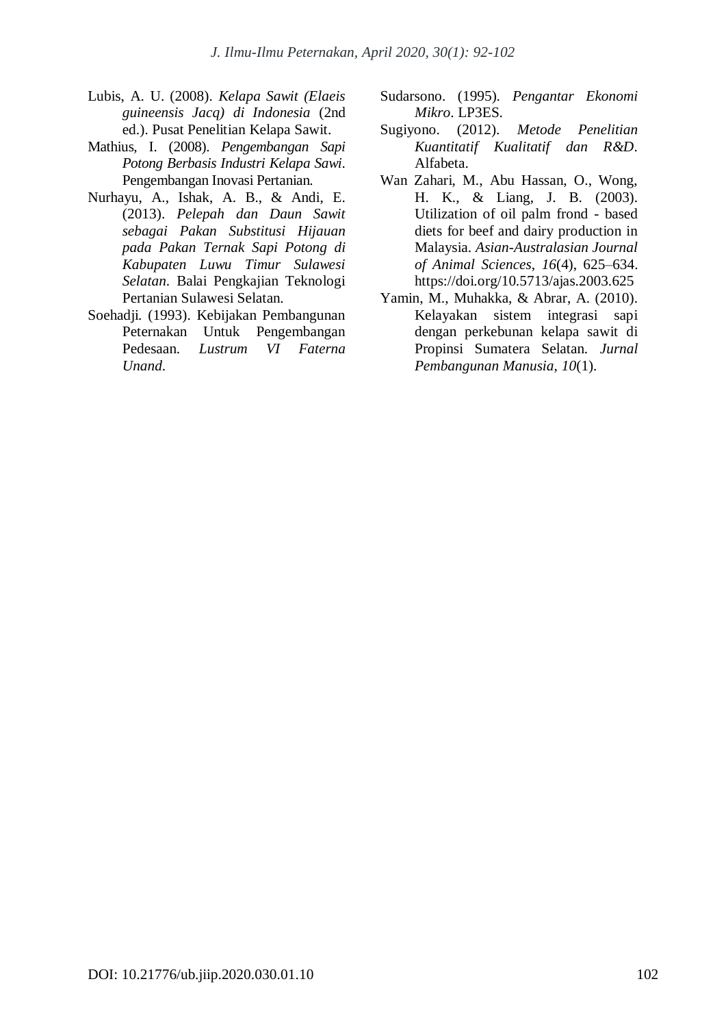Lubis, A. U. (2008). *Kelapa Sawit (Elaeis guineensis Jacq) di Indonesia* (2nd ed.). Pusat Penelitian Kelapa Sawit.

Mathius, I. (2008). *Pengembangan Sapi Potong Berbasis Industri Kelapa Sawi*. Pengembangan Inovasi Pertanian.

Nurhayu, A., Ishak, A. B., & Andi, E. (2013). *Pelepah dan Daun Sawit sebagai Pakan Substitusi Hijauan pada Pakan Ternak Sapi Potong di Kabupaten Luwu Timur Sulawesi Selatan*. Balai Pengkajian Teknologi Pertanian Sulawesi Selatan.

Soehadji. (1993). Kebijakan Pembangunan Peternakan Untuk Pengembangan Pedesaan. *Lustrum VI Faterna Unand*.

Sudarsono. (1995). *Pengantar Ekonomi Mikro*. LP3ES.

Sugiyono. (2012). *Metode Penelitian Kuantitatif Kualitatif dan R&D*. Alfabeta.

Wan Zahari, M., Abu Hassan, O., Wong, H. K., & Liang, J. B. (2003). Utilization of oil palm frond - based diets for beef and dairy production in Malaysia. *Asian-Australasian Journal of Animal Sciences*, *16*(4), 625–634. https://doi.org/10.5713/ajas.2003.625

Yamin, M., Muhakka, & Abrar, A. (2010). Kelayakan sistem integrasi sapi dengan perkebunan kelapa sawit di Propinsi Sumatera Selatan. *Jurnal Pembangunan Manusia*, *10*(1).